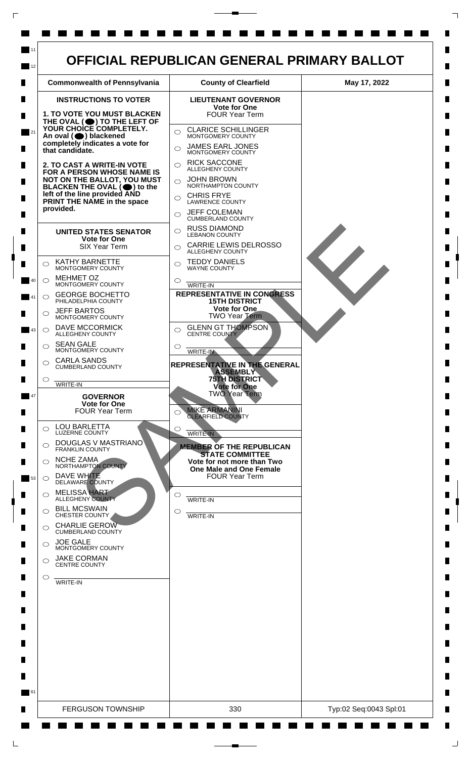# OFFICIAL REPUBLICAN GENERAL PRIMARY BALLOT

| Commonwealth of Pennsylvania | County of Clearfield | May 17, 2022 |
|---|---|---|

**INSTRUCTIONS TO VOTER**

**1. TO VOTE YOU MUST BLACKEN THE OVAL (⬤) TO THE LEFT OF YOUR CHOICE COMPLETELY. An oval (⬤) blackened completely indicates a vote for that candidate.**

**2. TO CAST A WRITE-IN VOTE FOR A PERSON WHOSE NAME IS NOT ON THE BALLOT, YOU MUST BLACKEN THE OVAL (⬤) to the left of the line provided AND PRINT THE NAME in the space provided.**

## UNITED STATES SENATOR
**Vote for One**
SIX Year Term

- ○ KATHY BARNETTE — MONTGOMERY COUNTY
- ○ MEHMET OZ — MONTGOMERY COUNTY
- ○ GEORGE BOCHETTO — PHILADELPHIA COUNTY
- ○ JEFF BARTOS — MONTGOMERY COUNTY
- ○ DAVE MCCORMICK — ALLEGHENY COUNTY
- ○ SEAN GALE — MONTGOMERY COUNTY
- ○ CARLA SANDS — CUMBERLAND COUNTY
- ○ ______ WRITE-IN

## GOVERNOR
**Vote for One**
FOUR Year Term

- ○ LOU BARLETTA — LUZERNE COUNTY
- ○ DOUGLAS V MASTRIANO — FRANKLIN COUNTY
- ○ NCHE ZAMA — NORTHAMPTON COUNTY
- ○ DAVE WHITE — DELAWARE COUNTY
- ○ MELISSA HART — ALLEGHENY COUNTY
- ○ BILL MCSWAIN — CHESTER COUNTY
- ○ CHARLIE GEROW — CUMBERLAND COUNTY
- ○ JOE GALE — MONTGOMERY COUNTY
- ○ JAKE CORMAN — CENTRE COUNTY
- ○ ______ WRITE-IN

## LIEUTENANT GOVERNOR
**Vote for One**
FOUR Year Term

- ○ CLARICE SCHILLINGER — MONTGOMERY COUNTY
- ○ JAMES EARL JONES — MONTGOMERY COUNTY
- ○ RICK SACCONE — ALLEGHENY COUNTY
- ○ JOHN BROWN — NORTHAMPTON COUNTY
- ○ CHRIS FRYE — LAWRENCE COUNTY
- ○ JEFF COLEMAN — CUMBERLAND COUNTY
- ○ RUSS DIAMOND — LEBANON COUNTY
- ○ CARRIE LEWIS DELROSSO — ALLEGHENY COUNTY
- ○ TEDDY DANIELS — WAYNE COUNTY
- ○ ______ WRITE-IN

## REPRESENTATIVE IN CONGRESS 15TH DISTRICT
**Vote for One**
TWO Year Term

- ○ GLENN GT THOMPSON — CENTRE COUNTY
- ○ ______ WRITE-IN

## REPRESENTATIVE IN THE GENERAL ASSEMBLY 75TH DISTRICT
**Vote for One**
TWO Year Term

- ○ MIKE ARMANINI — CLEARFIELD COUNTY
- ○ ______ WRITE-IN

## MEMBER OF THE REPUBLICAN STATE COMMITTEE
**Vote for not more than Two One Male and One Female**
FOUR Year Term

- ○ ______ WRITE-IN
- ○ ______ WRITE-IN

SAMPLE

| FERGUSON TOWNSHIP | 330 | Typ:02 Seq:0043 Spl:01 |
|---|---|---|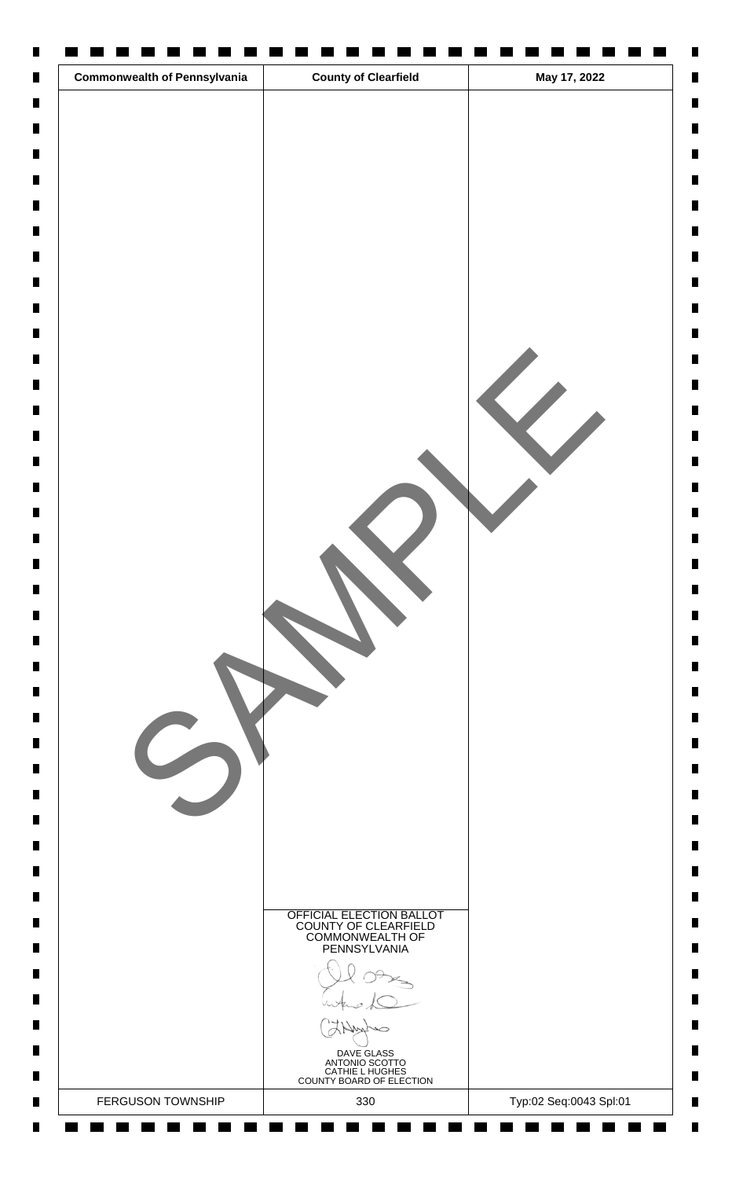| Commonwealth of Pennsylvania | County of Clearfield | May 17, 2022 |
| --- | --- | --- |

SAMPLE

OFFICIAL ELECTION BALLOT
COUNTY OF CLEARFIELD
COMMONWEALTH OF
PENNSYLVANIA

DAVE GLASS
ANTONIO SCOTTO
CATHIE L HUGHES
COUNTY BOARD OF ELECTION

| FERGUSON TOWNSHIP | 330 | Typ:02 Seq:0043 Spl:01 |
| --- | --- | --- |